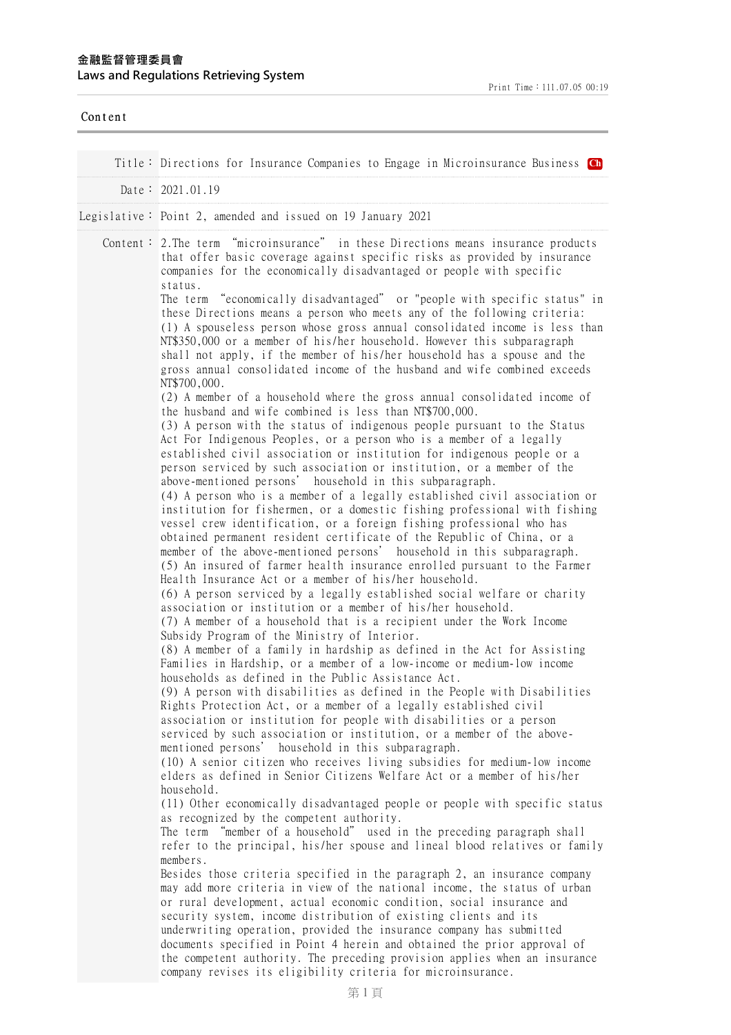**金融監督管理委員會**
**Laws and Regulations Retrieving System**

Print Time：111.07.05 00:19

Content

| | |
|---|---|
| Title： | Directions for Insurance Companies to Engage in Microinsurance Business Ch |
| Date： | 2021.01.19 |
| Legislative： | Point 2, amended and issued on 19 January 2021 |

Content：

2.The term "microinsurance" in these Directions means insurance products that offer basic coverage against specific risks as provided by insurance companies for the economically disadvantaged or people with specific status.

The term "economically disadvantaged" or "people with specific status" in these Directions means a person who meets any of the following criteria:

(1) A spouseless person whose gross annual consolidated income is less than NT$350,000 or a member of his/her household. However this subparagraph shall not apply, if the member of his/her household has a spouse and the gross annual consolidated income of the husband and wife combined exceeds NT$700,000.

(2) A member of a household where the gross annual consolidated income of the husband and wife combined is less than NT$700,000.

(3) A person with the status of indigenous people pursuant to the Status Act For Indigenous Peoples, or a person who is a member of a legally established civil association or institution for indigenous people or a person serviced by such association or institution, or a member of the above-mentioned persons' household in this subparagraph.

(4) A person who is a member of a legally established civil association or institution for fishermen, or a domestic fishing professional with fishing vessel crew identification, or a foreign fishing professional who has obtained permanent resident certificate of the Republic of China, or a member of the above-mentioned persons' household in this subparagraph.

(5) An insured of farmer health insurance enrolled pursuant to the Farmer Health Insurance Act or a member of his/her household.

(6) A person serviced by a legally established social welfare or charity association or institution or a member of his/her household.

(7) A member of a household that is a recipient under the Work Income Subsidy Program of the Ministry of Interior.

(8) A member of a family in hardship as defined in the Act for Assisting Families in Hardship, or a member of a low-income or medium-low income households as defined in the Public Assistance Act.

(9) A person with disabilities as defined in the People with Disabilities Rights Protection Act, or a member of a legally established civil association or institution for people with disabilities or a person serviced by such association or institution, or a member of the above-mentioned persons' household in this subparagraph.

(10) A senior citizen who receives living subsidies for medium-low income elders as defined in Senior Citizens Welfare Act or a member of his/her household.

(11) Other economically disadvantaged people or people with specific status as recognized by the competent authority.

The term "member of a household" used in the preceding paragraph shall refer to the principal, his/her spouse and lineal blood relatives or family members.

Besides those criteria specified in the paragraph 2, an insurance company may add more criteria in view of the national income, the status of urban or rural development, actual economic condition, social insurance and security system, income distribution of existing clients and its underwriting operation, provided the insurance company has submitted documents specified in Point 4 herein and obtained the prior approval of the competent authority. The preceding provision applies when an insurance company revises its eligibility criteria for microinsurance.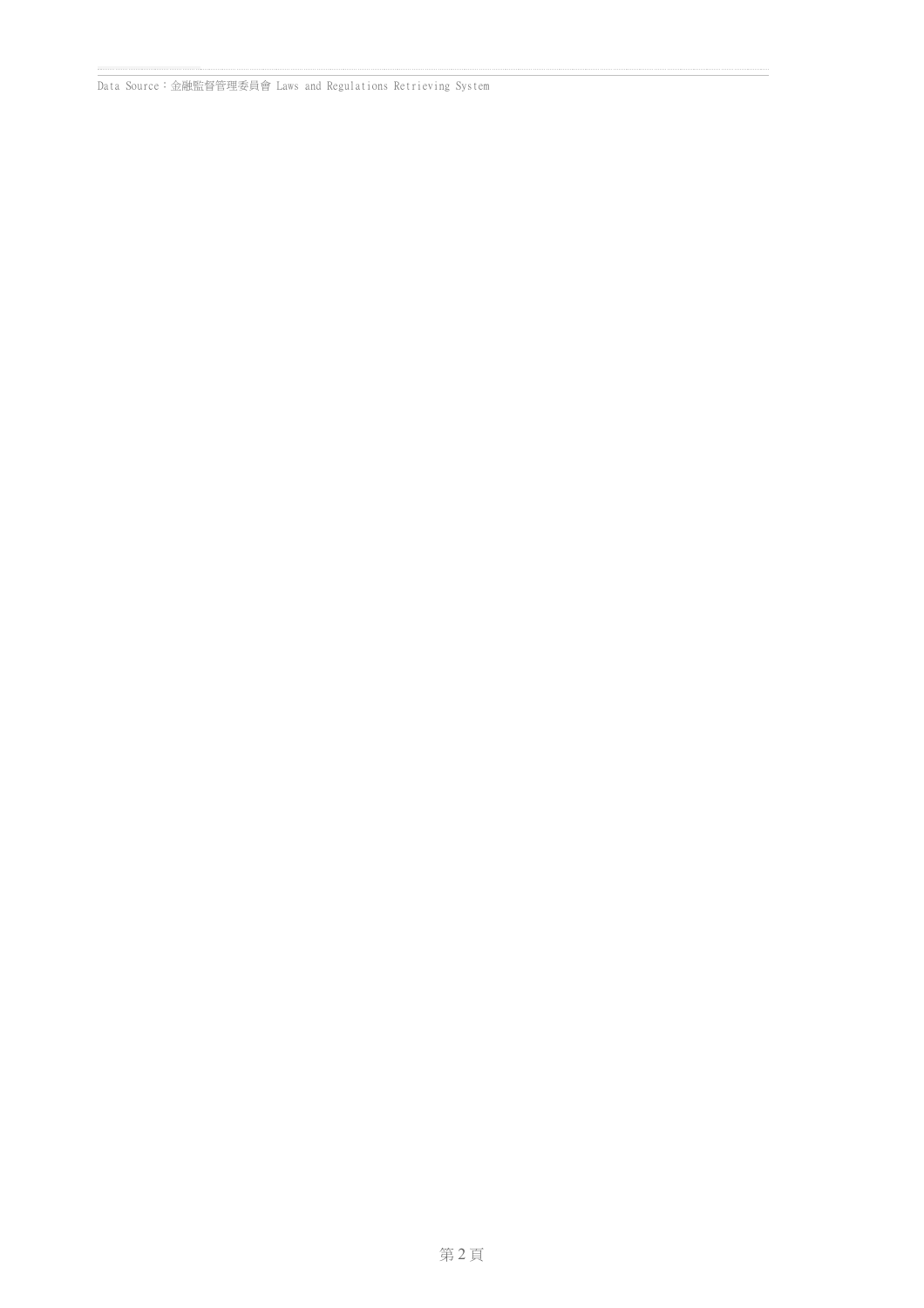Data Source：金融監督管理委員會 Laws and Regulations Retrieving System